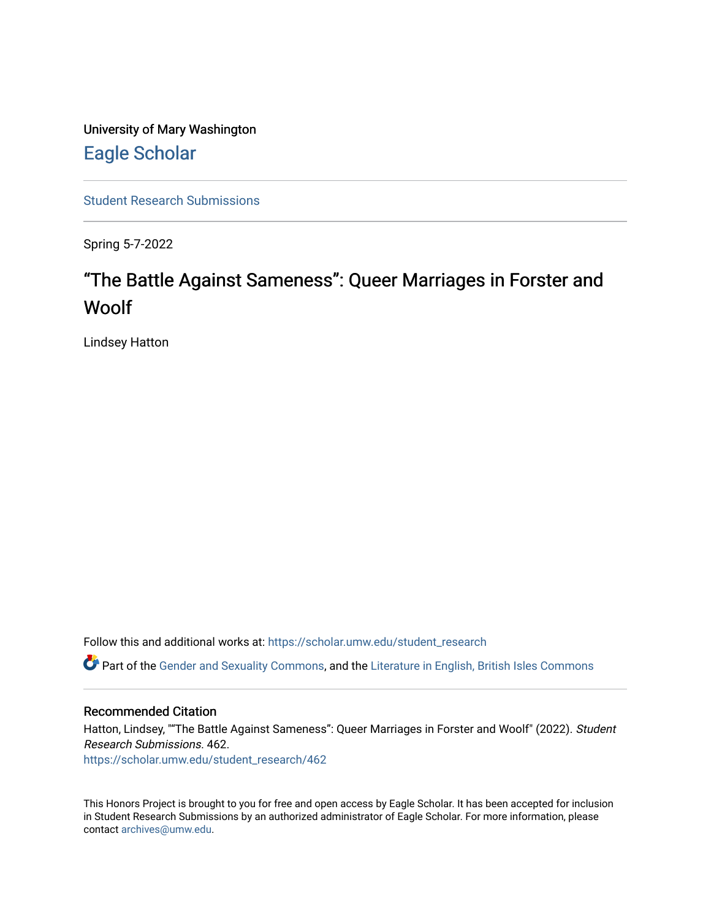University of Mary Washington

Eagle Scholar

Student Research Submissions

Spring 5-7-2022

# “The Battle Against Sameness”: Queer Marriages in Forster and Woolf

Lindsey Hatton

Follow this and additional works at: https://scholar.umw.edu/student_research

Part of the Gender and Sexuality Commons, and the Literature in English, British Isles Commons

## Recommended Citation

Hatton, Lindsey, "“The Battle Against Sameness”: Queer Marriages in Forster and Woolf" (2022). *Student Research Submissions*. 462.
https://scholar.umw.edu/student_research/462

This Honors Project is brought to you for free and open access by Eagle Scholar. It has been accepted for inclusion in Student Research Submissions by an authorized administrator of Eagle Scholar. For more information, please contact archives@umw.edu.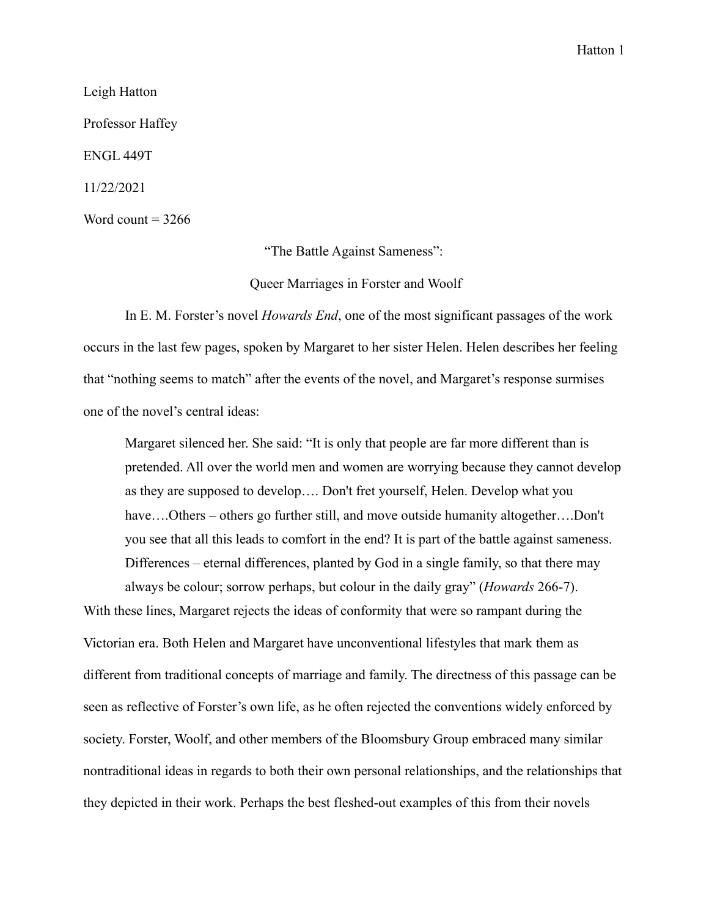Leigh Hatton

Professor Haffey

ENGL 449T

11/22/2021

Word count = 3266

# "The Battle Against Sameness": Queer Marriages in Forster and Woolf

In E. M. Forster's novel *Howards End*, one of the most significant passages of the work occurs in the last few pages, spoken by Margaret to her sister Helen. Helen describes her feeling that "nothing seems to match" after the events of the novel, and Margaret's response surmises one of the novel's central ideas:

> Margaret silenced her. She said: "It is only that people are far more different than is pretended. All over the world men and women are worrying because they cannot develop as they are supposed to develop…. Don't fret yourself, Helen. Develop what you have….Others – others go further still, and move outside humanity altogether….Don't you see that all this leads to comfort in the end? It is part of the battle against sameness. Differences – eternal differences, planted by God in a single family, so that there may always be colour; sorrow perhaps, but colour in the daily gray" (*Howards* 266-7).

With these lines, Margaret rejects the ideas of conformity that were so rampant during the Victorian era. Both Helen and Margaret have unconventional lifestyles that mark them as different from traditional concepts of marriage and family. The directness of this passage can be seen as reflective of Forster's own life, as he often rejected the conventions widely enforced by society. Forster, Woolf, and other members of the Bloomsbury Group embraced many similar nontraditional ideas in regards to both their own personal relationships, and the relationships that they depicted in their work. Perhaps the best fleshed-out examples of this from their novels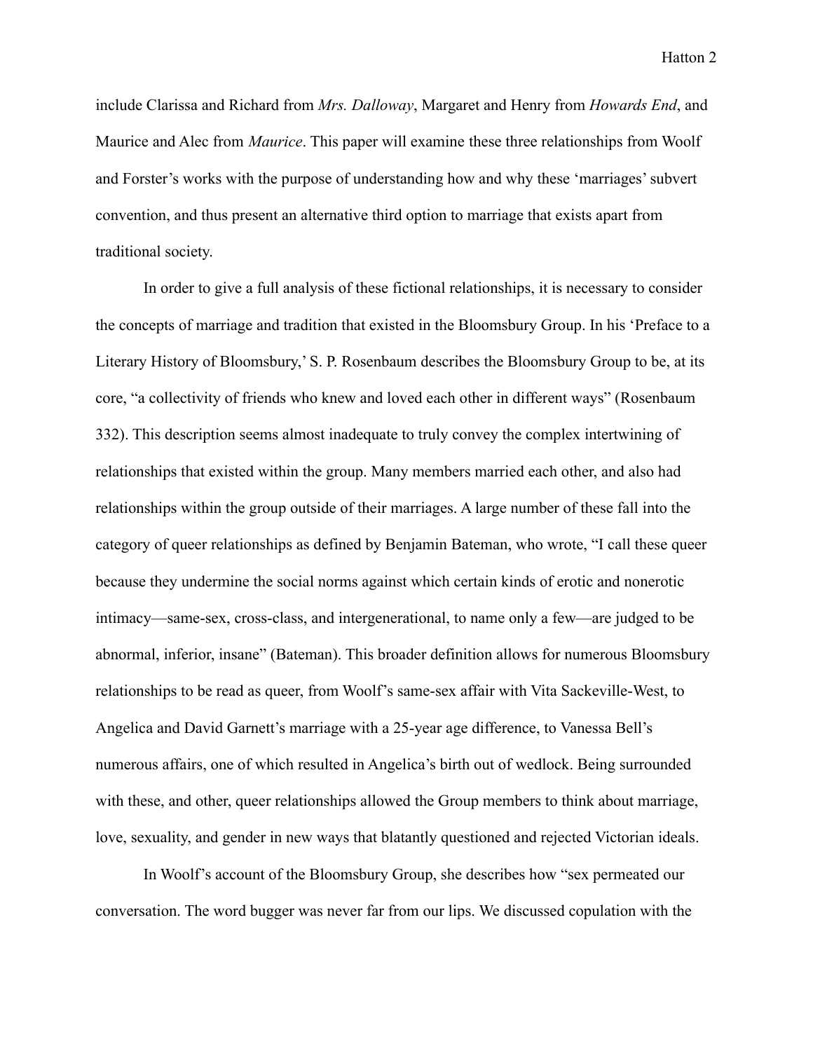include Clarissa and Richard from *Mrs. Dalloway*, Margaret and Henry from *Howards End*, and Maurice and Alec from *Maurice*. This paper will examine these three relationships from Woolf and Forster's works with the purpose of understanding how and why these 'marriages' subvert convention, and thus present an alternative third option to marriage that exists apart from traditional society.

In order to give a full analysis of these fictional relationships, it is necessary to consider the concepts of marriage and tradition that existed in the Bloomsbury Group. In his 'Preface to a Literary History of Bloomsbury,' S. P. Rosenbaum describes the Bloomsbury Group to be, at its core, "a collectivity of friends who knew and loved each other in different ways" (Rosenbaum 332). This description seems almost inadequate to truly convey the complex intertwining of relationships that existed within the group. Many members married each other, and also had relationships within the group outside of their marriages. A large number of these fall into the category of queer relationships as defined by Benjamin Bateman, who wrote, "I call these queer because they undermine the social norms against which certain kinds of erotic and nonerotic intimacy—same-sex, cross-class, and intergenerational, to name only a few—are judged to be abnormal, inferior, insane" (Bateman). This broader definition allows for numerous Bloomsbury relationships to be read as queer, from Woolf's same-sex affair with Vita Sackeville-West, to Angelica and David Garnett's marriage with a 25-year age difference, to Vanessa Bell's numerous affairs, one of which resulted in Angelica's birth out of wedlock. Being surrounded with these, and other, queer relationships allowed the Group members to think about marriage, love, sexuality, and gender in new ways that blatantly questioned and rejected Victorian ideals.

In Woolf's account of the Bloomsbury Group, she describes how "sex permeated our conversation. The word bugger was never far from our lips. We discussed copulation with the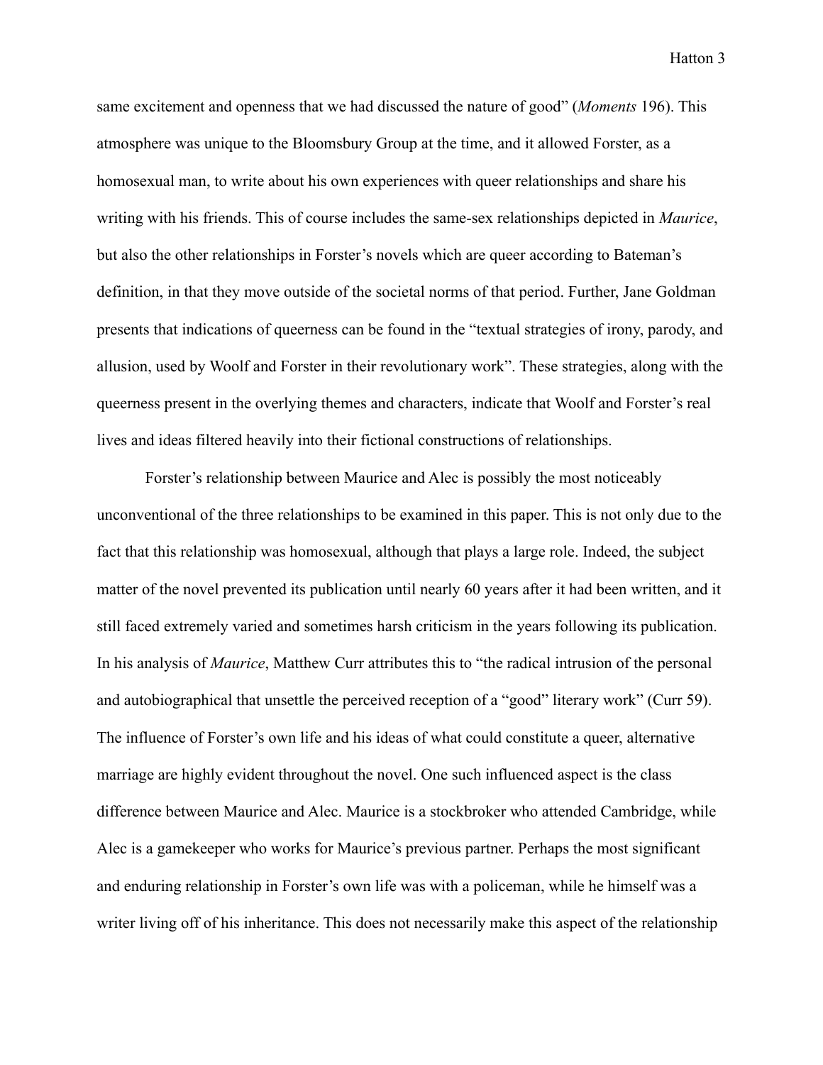same excitement and openness that we had discussed the nature of good" (*Moments* 196). This atmosphere was unique to the Bloomsbury Group at the time, and it allowed Forster, as a homosexual man, to write about his own experiences with queer relationships and share his writing with his friends. This of course includes the same-sex relationships depicted in *Maurice*, but also the other relationships in Forster's novels which are queer according to Bateman's definition, in that they move outside of the societal norms of that period. Further, Jane Goldman presents that indications of queerness can be found in the "textual strategies of irony, parody, and allusion, used by Woolf and Forster in their revolutionary work". These strategies, along with the queerness present in the overlying themes and characters, indicate that Woolf and Forster's real lives and ideas filtered heavily into their fictional constructions of relationships.

Forster's relationship between Maurice and Alec is possibly the most noticeably unconventional of the three relationships to be examined in this paper. This is not only due to the fact that this relationship was homosexual, although that plays a large role. Indeed, the subject matter of the novel prevented its publication until nearly 60 years after it had been written, and it still faced extremely varied and sometimes harsh criticism in the years following its publication. In his analysis of *Maurice*, Matthew Curr attributes this to "the radical intrusion of the personal and autobiographical that unsettle the perceived reception of a "good" literary work" (Curr 59). The influence of Forster's own life and his ideas of what could constitute a queer, alternative marriage are highly evident throughout the novel. One such influenced aspect is the class difference between Maurice and Alec. Maurice is a stockbroker who attended Cambridge, while Alec is a gamekeeper who works for Maurice's previous partner. Perhaps the most significant and enduring relationship in Forster's own life was with a policeman, while he himself was a writer living off of his inheritance. This does not necessarily make this aspect of the relationship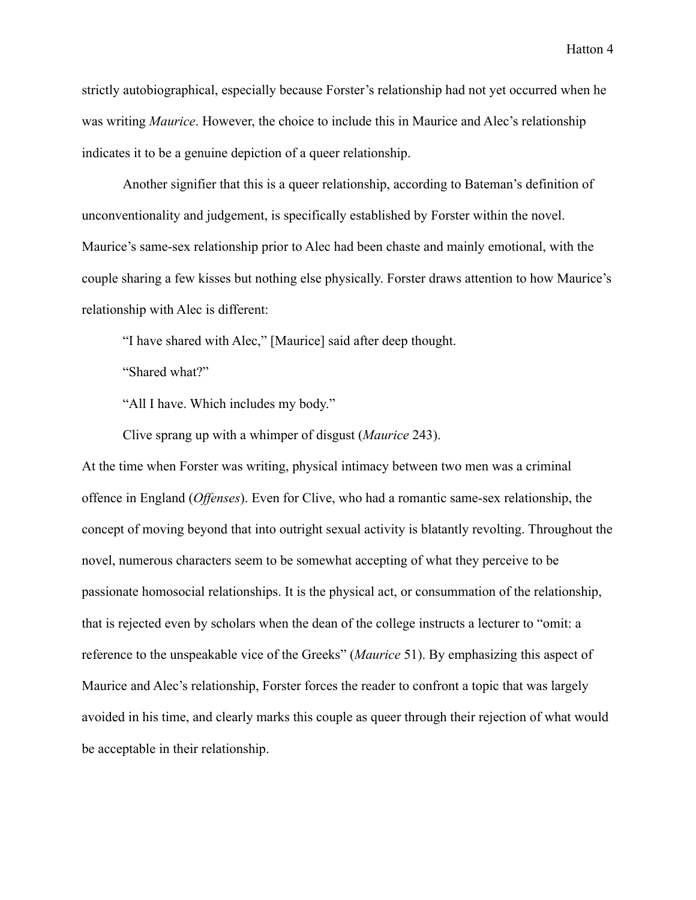strictly autobiographical, especially because Forster's relationship had not yet occurred when he was writing *Maurice*. However, the choice to include this in Maurice and Alec's relationship indicates it to be a genuine depiction of a queer relationship.

Another signifier that this is a queer relationship, according to Bateman's definition of unconventionality and judgement, is specifically established by Forster within the novel. Maurice's same-sex relationship prior to Alec had been chaste and mainly emotional, with the couple sharing a few kisses but nothing else physically. Forster draws attention to how Maurice's relationship with Alec is different:

> "I have shared with Alec," [Maurice] said after deep thought.
>
> "Shared what?"
>
> "All I have. Which includes my body."
>
> Clive sprang up with a whimper of disgust (*Maurice* 243).

At the time when Forster was writing, physical intimacy between two men was a criminal offence in England (*Offenses*). Even for Clive, who had a romantic same-sex relationship, the concept of moving beyond that into outright sexual activity is blatantly revolting. Throughout the novel, numerous characters seem to be somewhat accepting of what they perceive to be passionate homosocial relationships. It is the physical act, or consummation of the relationship, that is rejected even by scholars when the dean of the college instructs a lecturer to "omit: a reference to the unspeakable vice of the Greeks" (*Maurice* 51). By emphasizing this aspect of Maurice and Alec's relationship, Forster forces the reader to confront a topic that was largely avoided in his time, and clearly marks this couple as queer through their rejection of what would be acceptable in their relationship.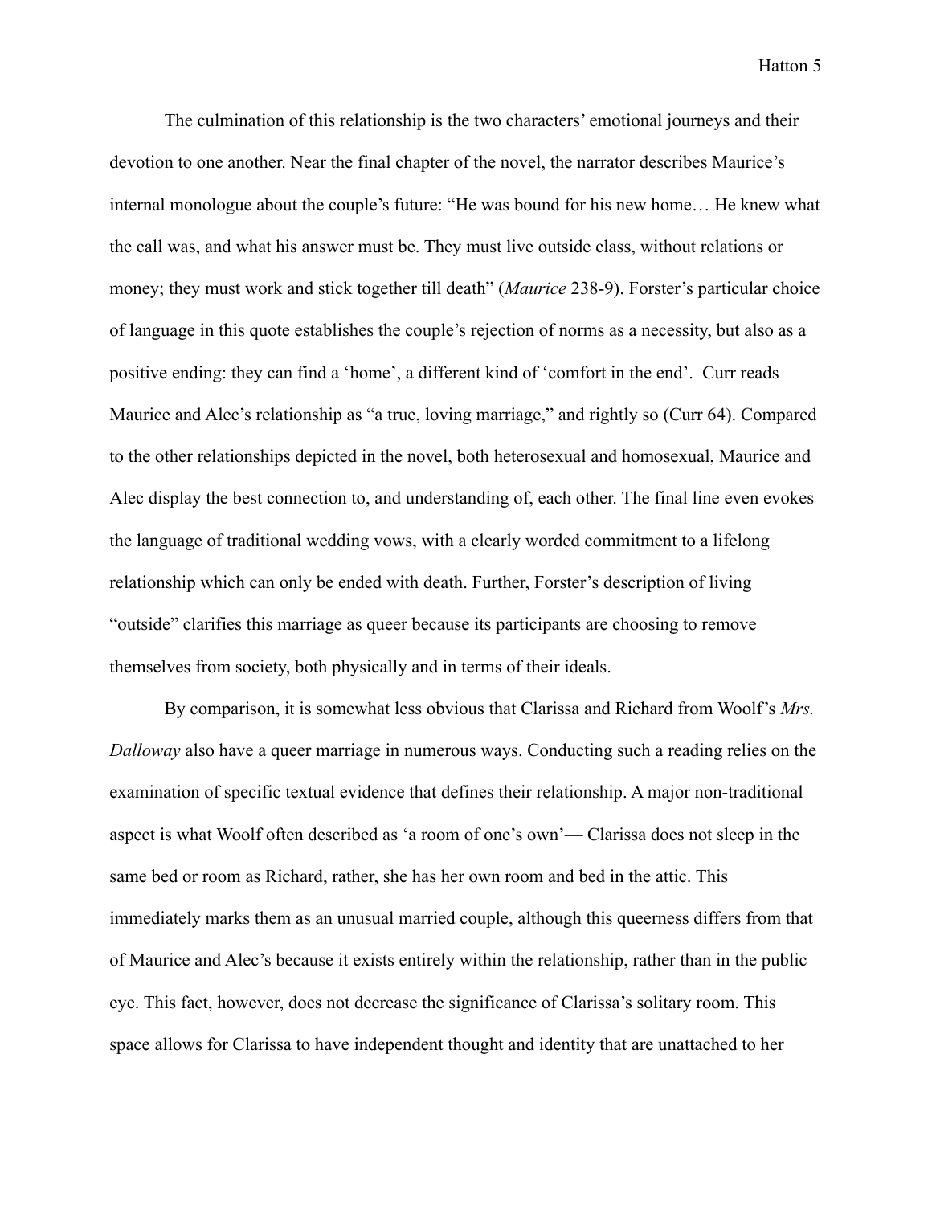The culmination of this relationship is the two characters' emotional journeys and their devotion to one another. Near the final chapter of the novel, the narrator describes Maurice's internal monologue about the couple's future: "He was bound for his new home… He knew what the call was, and what his answer must be. They must live outside class, without relations or money; they must work and stick together till death" (*Maurice* 238-9). Forster's particular choice of language in this quote establishes the couple's rejection of norms as a necessity, but also as a positive ending: they can find a 'home', a different kind of 'comfort in the end'. Curr reads Maurice and Alec's relationship as "a true, loving marriage," and rightly so (Curr 64). Compared to the other relationships depicted in the novel, both heterosexual and homosexual, Maurice and Alec display the best connection to, and understanding of, each other. The final line even evokes the language of traditional wedding vows, with a clearly worded commitment to a lifelong relationship which can only be ended with death. Further, Forster's description of living "outside" clarifies this marriage as queer because its participants are choosing to remove themselves from society, both physically and in terms of their ideals.

By comparison, it is somewhat less obvious that Clarissa and Richard from Woolf's *Mrs. Dalloway* also have a queer marriage in numerous ways. Conducting such a reading relies on the examination of specific textual evidence that defines their relationship. A major non-traditional aspect is what Woolf often described as 'a room of one's own'— Clarissa does not sleep in the same bed or room as Richard, rather, she has her own room and bed in the attic. This immediately marks them as an unusual married couple, although this queerness differs from that of Maurice and Alec's because it exists entirely within the relationship, rather than in the public eye. This fact, however, does not decrease the significance of Clarissa's solitary room. This space allows for Clarissa to have independent thought and identity that are unattached to her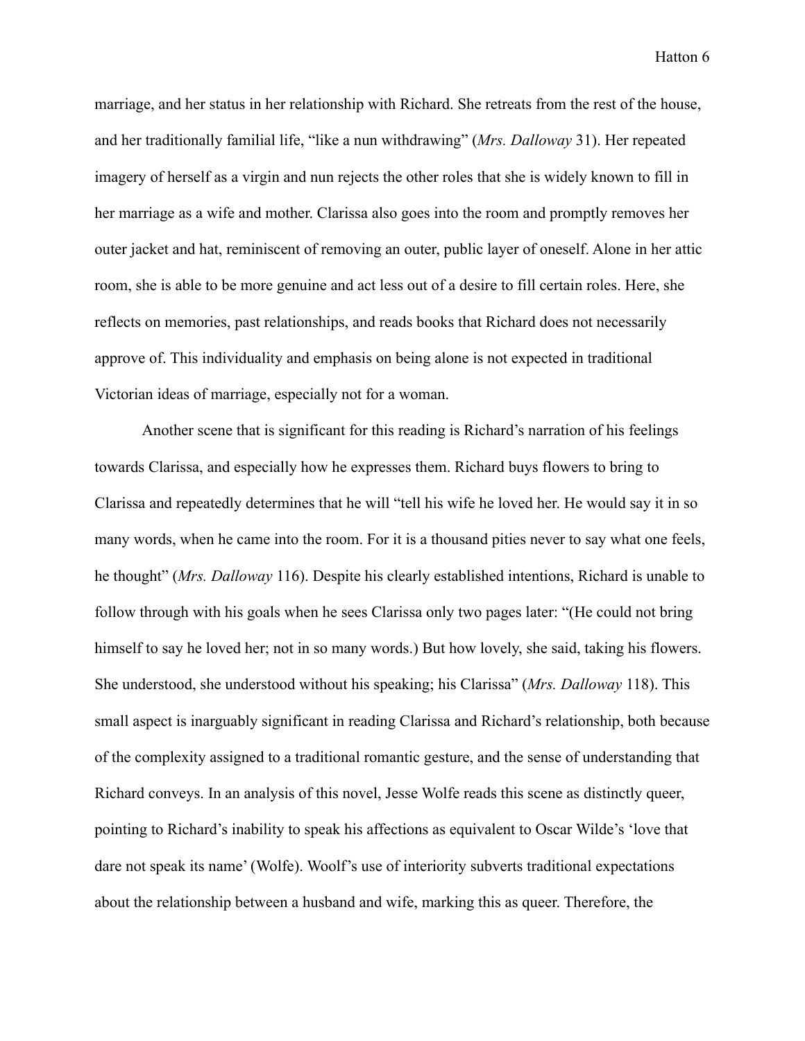marriage, and her status in her relationship with Richard. She retreats from the rest of the house, and her traditionally familial life, "like a nun withdrawing" (*Mrs. Dalloway* 31). Her repeated imagery of herself as a virgin and nun rejects the other roles that she is widely known to fill in her marriage as a wife and mother. Clarissa also goes into the room and promptly removes her outer jacket and hat, reminiscent of removing an outer, public layer of oneself. Alone in her attic room, she is able to be more genuine and act less out of a desire to fill certain roles. Here, she reflects on memories, past relationships, and reads books that Richard does not necessarily approve of. This individuality and emphasis on being alone is not expected in traditional Victorian ideas of marriage, especially not for a woman.

Another scene that is significant for this reading is Richard's narration of his feelings towards Clarissa, and especially how he expresses them. Richard buys flowers to bring to Clarissa and repeatedly determines that he will "tell his wife he loved her. He would say it in so many words, when he came into the room. For it is a thousand pities never to say what one feels, he thought" (*Mrs. Dalloway* 116). Despite his clearly established intentions, Richard is unable to follow through with his goals when he sees Clarissa only two pages later: "(He could not bring himself to say he loved her; not in so many words.) But how lovely, she said, taking his flowers. She understood, she understood without his speaking; his Clarissa" (*Mrs. Dalloway* 118). This small aspect is inarguably significant in reading Clarissa and Richard's relationship, both because of the complexity assigned to a traditional romantic gesture, and the sense of understanding that Richard conveys. In an analysis of this novel, Jesse Wolfe reads this scene as distinctly queer, pointing to Richard's inability to speak his affections as equivalent to Oscar Wilde's 'love that dare not speak its name' (Wolfe). Woolf's use of interiority subverts traditional expectations about the relationship between a husband and wife, marking this as queer. Therefore, the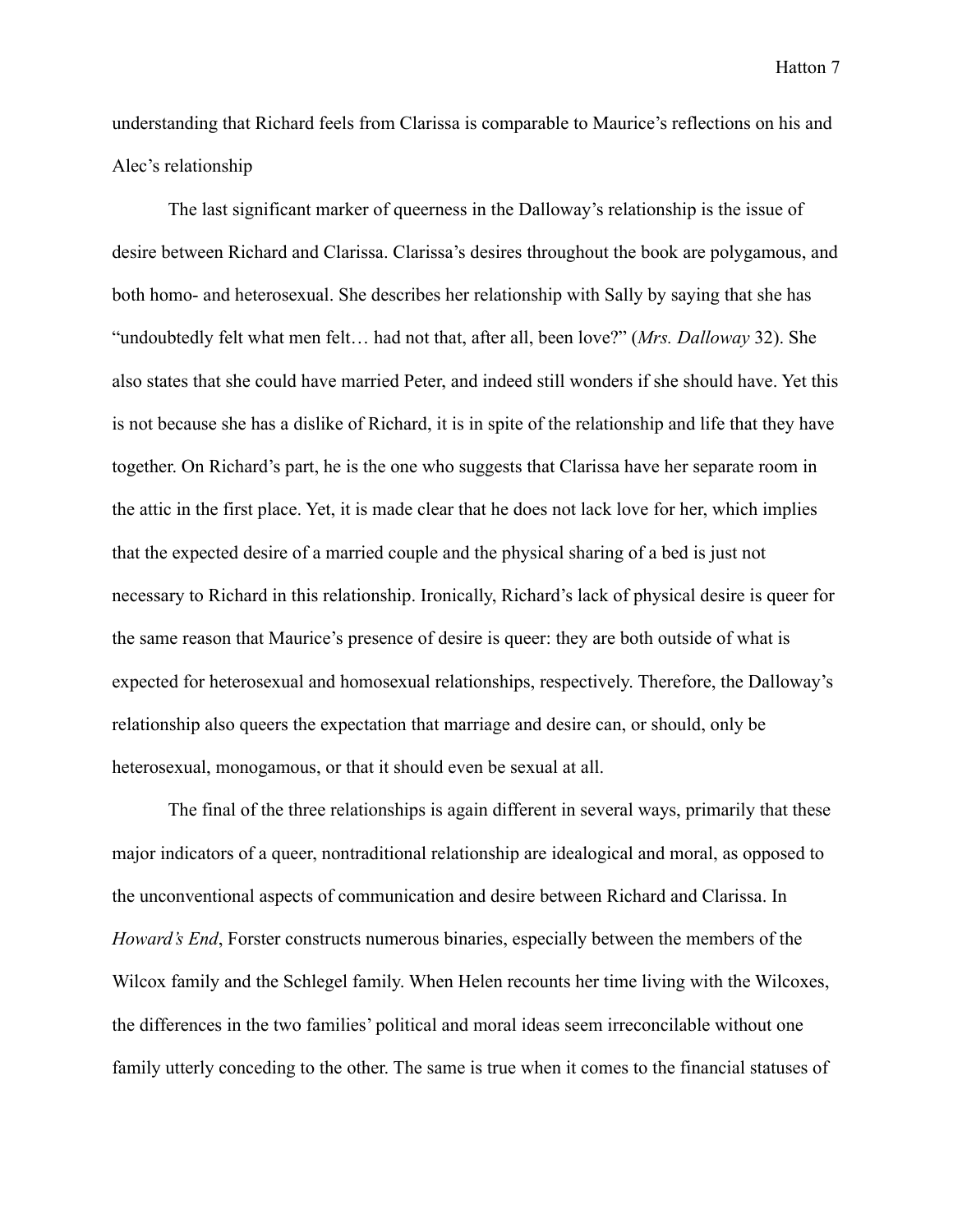understanding that Richard feels from Clarissa is comparable to Maurice's reflections on his and Alec's relationship

The last significant marker of queerness in the Dalloway's relationship is the issue of desire between Richard and Clarissa. Clarissa's desires throughout the book are polygamous, and both homo- and heterosexual. She describes her relationship with Sally by saying that she has "undoubtedly felt what men felt… had not that, after all, been love?" (*Mrs. Dalloway* 32). She also states that she could have married Peter, and indeed still wonders if she should have. Yet this is not because she has a dislike of Richard, it is in spite of the relationship and life that they have together. On Richard's part, he is the one who suggests that Clarissa have her separate room in the attic in the first place. Yet, it is made clear that he does not lack love for her, which implies that the expected desire of a married couple and the physical sharing of a bed is just not necessary to Richard in this relationship. Ironically, Richard's lack of physical desire is queer for the same reason that Maurice's presence of desire is queer: they are both outside of what is expected for heterosexual and homosexual relationships, respectively. Therefore, the Dalloway's relationship also queers the expectation that marriage and desire can, or should, only be heterosexual, monogamous, or that it should even be sexual at all.

The final of the three relationships is again different in several ways, primarily that these major indicators of a queer, nontraditional relationship are idealogical and moral, as opposed to the unconventional aspects of communication and desire between Richard and Clarissa. In *Howard's End*, Forster constructs numerous binaries, especially between the members of the Wilcox family and the Schlegel family. When Helen recounts her time living with the Wilcoxes, the differences in the two families' political and moral ideas seem irreconcilable without one family utterly conceding to the other. The same is true when it comes to the financial statuses of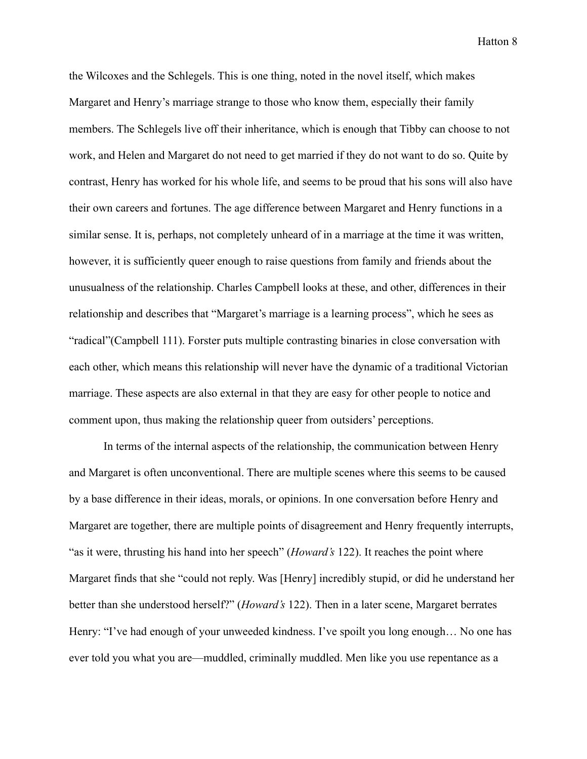the Wilcoxes and the Schlegels. This is one thing, noted in the novel itself, which makes Margaret and Henry's marriage strange to those who know them, especially their family members. The Schlegels live off their inheritance, which is enough that Tibby can choose to not work, and Helen and Margaret do not need to get married if they do not want to do so. Quite by contrast, Henry has worked for his whole life, and seems to be proud that his sons will also have their own careers and fortunes. The age difference between Margaret and Henry functions in a similar sense. It is, perhaps, not completely unheard of in a marriage at the time it was written, however, it is sufficiently queer enough to raise questions from family and friends about the unusualness of the relationship. Charles Campbell looks at these, and other, differences in their relationship and describes that "Margaret's marriage is a learning process", which he sees as "radical"(Campbell 111). Forster puts multiple contrasting binaries in close conversation with each other, which means this relationship will never have the dynamic of a traditional Victorian marriage. These aspects are also external in that they are easy for other people to notice and comment upon, thus making the relationship queer from outsiders' perceptions.

In terms of the internal aspects of the relationship, the communication between Henry and Margaret is often unconventional. There are multiple scenes where this seems to be caused by a base difference in their ideas, morals, or opinions. In one conversation before Henry and Margaret are together, there are multiple points of disagreement and Henry frequently interrupts, "as it were, thrusting his hand into her speech" (*Howard's* 122). It reaches the point where Margaret finds that she "could not reply. Was [Henry] incredibly stupid, or did he understand her better than she understood herself?" (*Howard's* 122). Then in a later scene, Margaret berrates Henry: "I've had enough of your unweeded kindness. I've spoilt you long enough… No one has ever told you what you are—muddled, criminally muddled. Men like you use repentance as a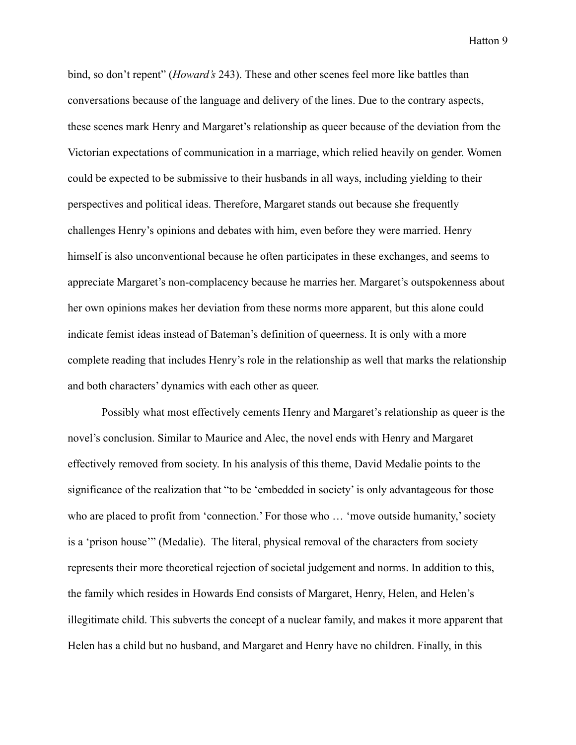bind, so don't repent" (*Howard's* 243). These and other scenes feel more like battles than conversations because of the language and delivery of the lines. Due to the contrary aspects, these scenes mark Henry and Margaret's relationship as queer because of the deviation from the Victorian expectations of communication in a marriage, which relied heavily on gender. Women could be expected to be submissive to their husbands in all ways, including yielding to their perspectives and political ideas. Therefore, Margaret stands out because she frequently challenges Henry's opinions and debates with him, even before they were married. Henry himself is also unconventional because he often participates in these exchanges, and seems to appreciate Margaret's non-complacency because he marries her. Margaret's outspokenness about her own opinions makes her deviation from these norms more apparent, but this alone could indicate femist ideas instead of Bateman's definition of queerness. It is only with a more complete reading that includes Henry's role in the relationship as well that marks the relationship and both characters' dynamics with each other as queer.

Possibly what most effectively cements Henry and Margaret's relationship as queer is the novel's conclusion. Similar to Maurice and Alec, the novel ends with Henry and Margaret effectively removed from society. In his analysis of this theme, David Medalie points to the significance of the realization that "to be 'embedded in society' is only advantageous for those who are placed to profit from 'connection.' For those who … 'move outside humanity,' society is a 'prison house'" (Medalie). The literal, physical removal of the characters from society represents their more theoretical rejection of societal judgement and norms. In addition to this, the family which resides in Howards End consists of Margaret, Henry, Helen, and Helen's illegitimate child. This subverts the concept of a nuclear family, and makes it more apparent that Helen has a child but no husband, and Margaret and Henry have no children. Finally, in this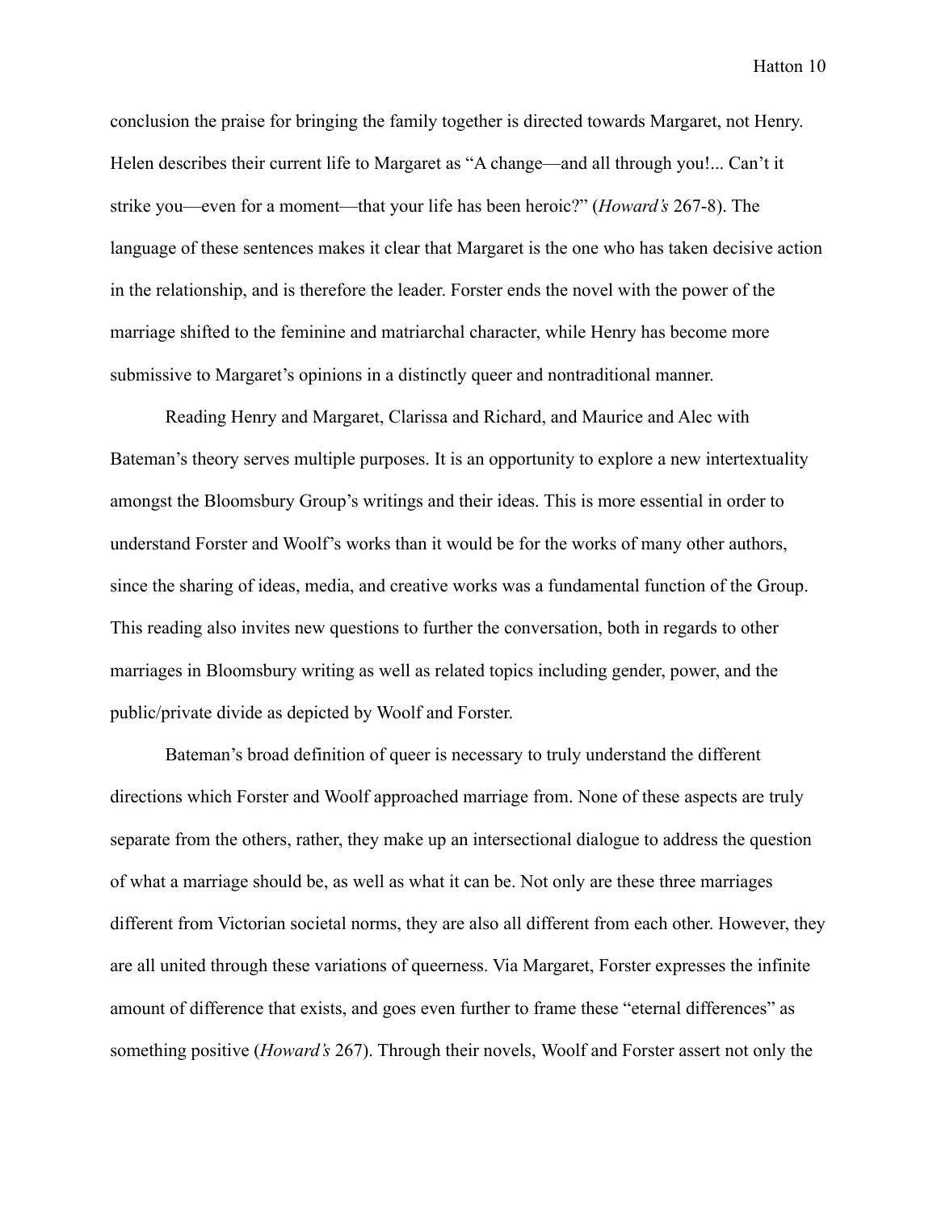conclusion the praise for bringing the family together is directed towards Margaret, not Henry. Helen describes their current life to Margaret as "A change—and all through you!... Can't it strike you—even for a moment—that your life has been heroic?" (*Howard's* 267-8). The language of these sentences makes it clear that Margaret is the one who has taken decisive action in the relationship, and is therefore the leader. Forster ends the novel with the power of the marriage shifted to the feminine and matriarchal character, while Henry has become more submissive to Margaret's opinions in a distinctly queer and nontraditional manner.

Reading Henry and Margaret, Clarissa and Richard, and Maurice and Alec with Bateman's theory serves multiple purposes. It is an opportunity to explore a new intertextuality amongst the Bloomsbury Group's writings and their ideas. This is more essential in order to understand Forster and Woolf's works than it would be for the works of many other authors, since the sharing of ideas, media, and creative works was a fundamental function of the Group. This reading also invites new questions to further the conversation, both in regards to other marriages in Bloomsbury writing as well as related topics including gender, power, and the public/private divide as depicted by Woolf and Forster.

Bateman's broad definition of queer is necessary to truly understand the different directions which Forster and Woolf approached marriage from. None of these aspects are truly separate from the others, rather, they make up an intersectional dialogue to address the question of what a marriage should be, as well as what it can be. Not only are these three marriages different from Victorian societal norms, they are also all different from each other. However, they are all united through these variations of queerness. Via Margaret, Forster expresses the infinite amount of difference that exists, and goes even further to frame these "eternal differences" as something positive (*Howard's* 267). Through their novels, Woolf and Forster assert not only the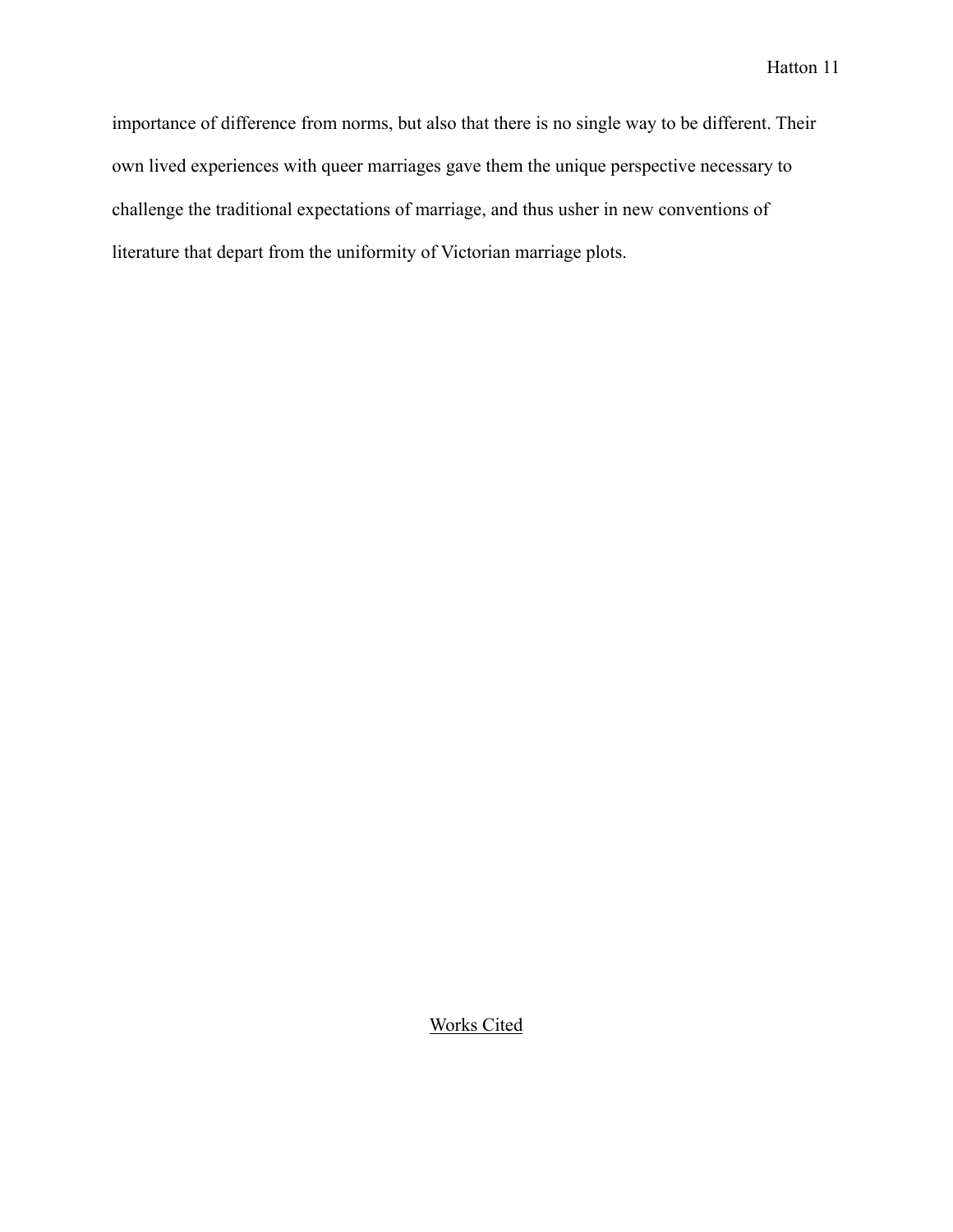importance of difference from norms, but also that there is no single way to be different. Their own lived experiences with queer marriages gave them the unique perspective necessary to challenge the traditional expectations of marriage, and thus usher in new conventions of literature that depart from the uniformity of Victorian marriage plots.

## Works Cited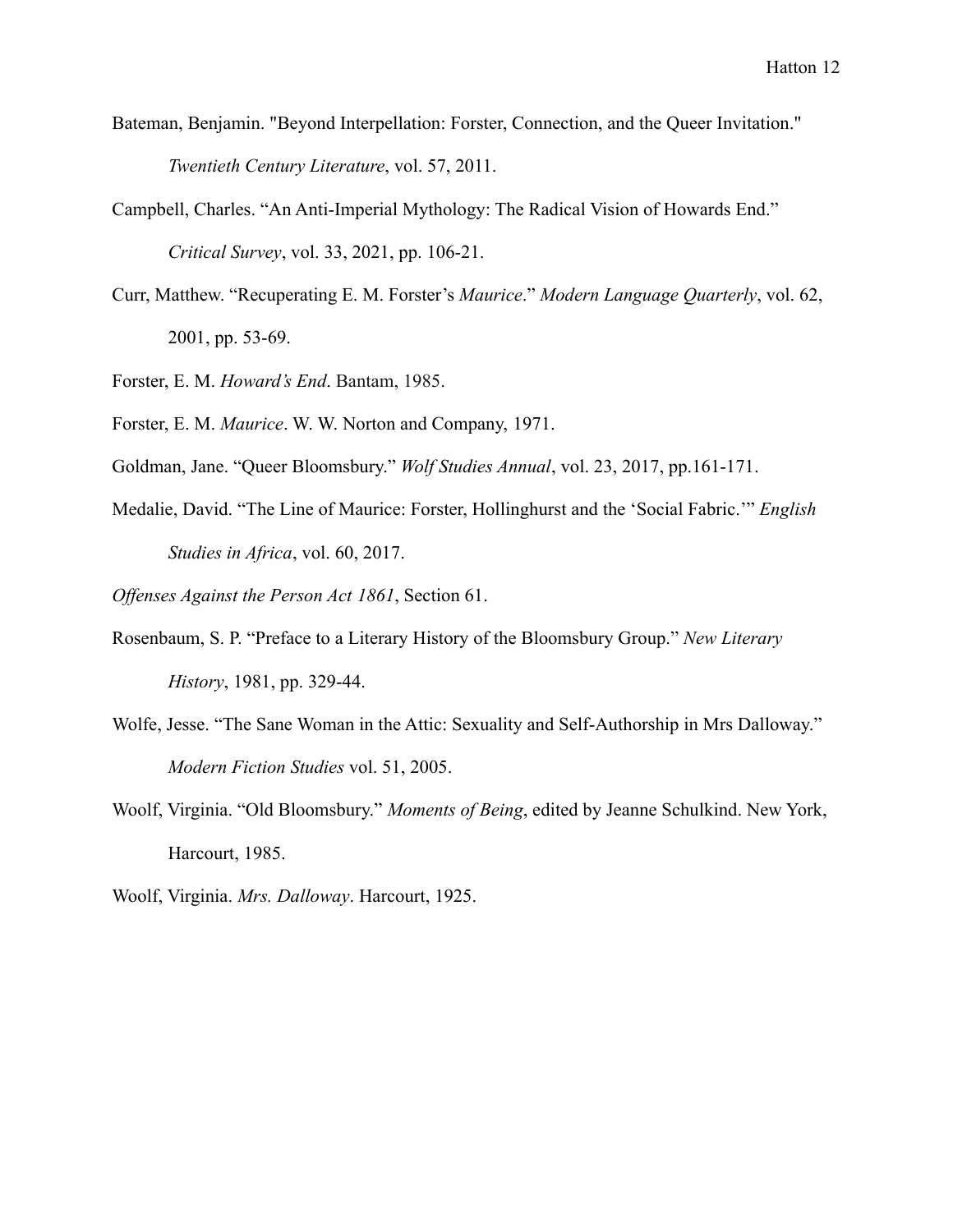Bateman, Benjamin. "Beyond Interpellation: Forster, Connection, and the Queer Invitation." *Twentieth Century Literature*, vol. 57, 2011.

Campbell, Charles. “An Anti-Imperial Mythology: The Radical Vision of Howards End.” *Critical Survey*, vol. 33, 2021, pp. 106-21.

Curr, Matthew. “Recuperating E. M. Forster’s *Maurice*.” *Modern Language Quarterly*, vol. 62, 2001, pp. 53-69.

Forster, E. M. *Howard’s End*. Bantam, 1985.

Forster, E. M. *Maurice*. W. W. Norton and Company, 1971.

Goldman, Jane. “Queer Bloomsbury.” *Wolf Studies Annual*, vol. 23, 2017, pp.161-171.

Medalie, David. “The Line of Maurice: Forster, Hollinghurst and the ‘Social Fabric.’” *English Studies in Africa*, vol. 60, 2017.

*Offenses Against the Person Act 1861*, Section 61.

Rosenbaum, S. P. “Preface to a Literary History of the Bloomsbury Group.” *New Literary History*, 1981, pp. 329-44.

Wolfe, Jesse. “The Sane Woman in the Attic: Sexuality and Self-Authorship in Mrs Dalloway.” *Modern Fiction Studies* vol. 51, 2005.

Woolf, Virginia. “Old Bloomsbury.” *Moments of Being*, edited by Jeanne Schulkind. New York, Harcourt, 1985.

Woolf, Virginia. *Mrs. Dalloway*. Harcourt, 1925.